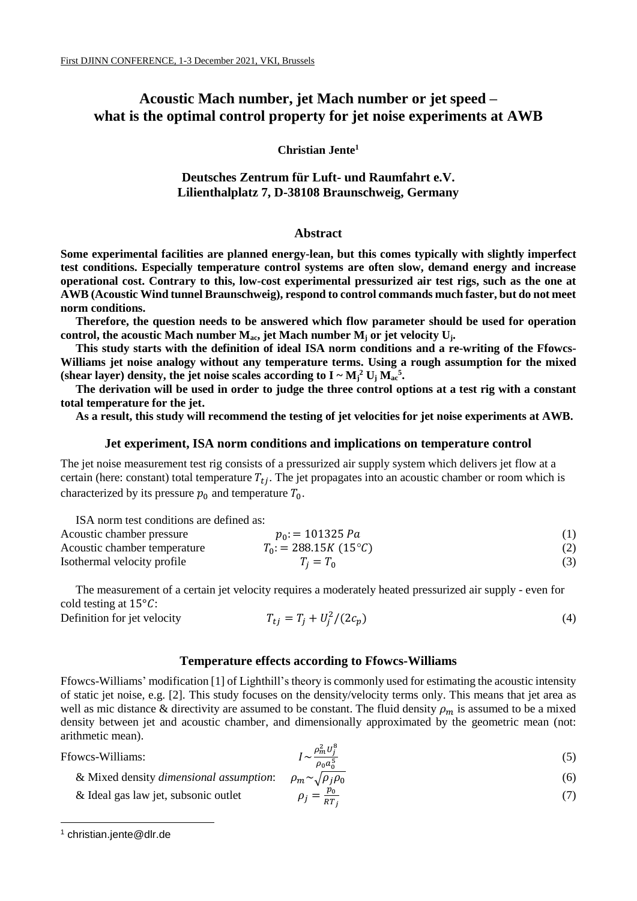# Acoustic Mach number, jet Mach number or jet speed – what is the optimal control property for jet noise experiments at AWB

**Christian Jente[1]**

**Deutsches Zentrum für Luft- und Raumfahrt e.V.**
**Lilienthalplatz 7, D-38108 Braunschweig, Germany**

## Abstract

**Some experimental facilities are planned energy-lean, but this comes typically with slightly imperfect test conditions. Especially temperature control systems are often slow, demand energy and increase operational cost. Contrary to this, low-cost experimental pressurized air test rigs, such as the one at AWB (Acoustic Wind tunnel Braunschweig), respond to control commands much faster, but do not meet norm conditions.**

**Therefore, the question needs to be answered which flow parameter should be used for operation control, the acoustic Mach number $M_{ac}$, jet Mach number $M_j$ or jet velocity $U_j$.**

**This study starts with the definition of ideal ISA norm conditions and a re-writing of the Ffowcs-Williams jet noise analogy without any temperature terms. Using a rough assumption for the mixed (shear layer) density, the jet noise scales according to $I \sim M_j^2\, U_j\, M_{ac}^5$.**

**The derivation will be used in order to judge the three control options at a test rig with a constant total temperature for the jet.**

**As a result, this study will recommend the testing of jet velocities for jet noise experiments at AWB.**

### Jet experiment, ISA norm conditions and implications on temperature control

The jet noise measurement test rig consists of a pressurized air supply system which delivers jet flow at a certain (here: constant) total temperature $T_{tj}$. The jet propagates into an acoustic chamber or room which is characterized by its pressure $p_0$ and temperature $T_0$.

ISA norm test conditions are defined as:

Acoustic chamber pressure
$$p_0 := 101325\, Pa \tag{1}$$

Acoustic chamber temperature
$$T_0 := 288.15K\ (15°C) \tag{2}$$

Isothermal velocity profile
$$T_j = T_0 \tag{3}$$

The measurement of a certain jet velocity requires a moderately heated pressurized air supply - even for cold testing at $15°C$:

Definition for jet velocity
$$T_{tj} = T_j + U_j^2/(2c_p) \tag{4}$$

### Temperature effects according to Ffowcs-Williams

Ffowcs-Williams' modification [1] of Lighthill's theory is commonly used for estimating the acoustic intensity of static jet noise, e.g. [2]. This study focuses on the density/velocity terms only. This means that jet area as well as mic distance & directivity are assumed to be constant. The fluid density $\rho_m$ is assumed to be a mixed density between jet and acoustic chamber, and dimensionally approximated by the geometric mean (not: arithmetic mean).

Ffowcs-Williams:
$$I \sim \frac{\rho_m^2 U_j^8}{\rho_0 a_0^5} \tag{5}$$

& Mixed density *dimensional assumption*:
$$\rho_m \sim \sqrt{\rho_j \rho_0} \tag{6}$$

& Ideal gas law jet, subsonic outlet
$$\rho_j = \frac{p_0}{RT_j} \tag{7}$$

[1] christian.jente@dlr.de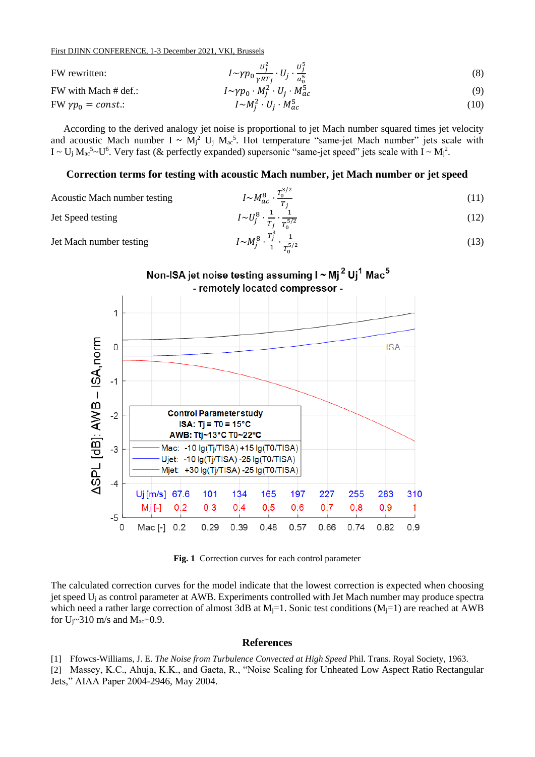FW rewritten:

$$I \sim \gamma p_0 \frac{U_j^2}{\gamma R T_j} \cdot U_j \cdot \frac{U_j^5}{a_0^5} \tag{8}$$

FW with Mach # def.:

$$I \sim \gamma p_0 \cdot M_j^2 \cdot U_j \cdot M_{ac}^5 \tag{9}$$

FW $\gamma p_0 = const.$:

$$I \sim M_j^2 \cdot U_j \cdot M_{ac}^5 \tag{10}$$

According to the derived analogy jet noise is proportional to jet Mach number squared times jet velocity and acoustic Mach number $I \sim M_j^2 U_j M_{ac}^5$. Hot temperature "same-jet Mach number" jets scale with $I \sim U_j M_{ac}^5 \sim U^6$. Very fast (& perfectly expanded) supersonic "same-jet speed" jets scale with $I \sim M_j^2$.

### Correction terms for testing with acoustic Mach number, jet Mach number or jet speed

Acoustic Mach number testing

$$I \sim M_{ac}^8 \cdot \frac{T_0^{3/2}}{T_j} \tag{11}$$

Jet Speed testing

$$I \sim U_j^8 \cdot \frac{1}{T_j} \cdot \frac{1}{T_0^{5/2}} \tag{12}$$

Jet Mach number testing

$$I \sim M_j^8 \cdot \frac{T_j^3}{1} \cdot \frac{1}{T_0^{5/2}} \tag{13}$$

Non-ISA jet noise testing assuming I ~ Mj 2 Uj1 Mac5
- remotely located compressor -

ΔSPL [dB]: AWB – ISA,norm

ISA

Control Parameter study
ISA: Tj = T0 = 15°C
AWB: Ttj~13°C T0~22°C
Mac: -10 lg(Tj/TISA) +15 lg(T0/TISA)
Ujet: -10 lg(Tj/TISA) -25 lg(T0/TISA)
Mjet: +30 lg(Tj/TISA) -25 lg(T0/TISA)

Uj [m/s] 67.6 101 134 165 197 227 255 283 310
Mj [-] 0.2 0.3 0.4 0.5 0.6 0.7 0.8 0.9 1
Mac [-] 0.2 0.29 0.39 0.48 0.57 0.66 0.74 0.82 0.9

**Fig. 1** Correction curves for each control parameter

The calculated correction curves for the model indicate that the lowest correction is expected when choosing jet speed $U_j$ as control parameter at AWB. Experiments controlled with Jet Mach number may produce spectra which need a rather large correction of almost 3dB at $M_j$=1. Sonic test conditions ($M_j$=1) are reached at AWB for $U_j$~310 m/s and $M_{ac}$~0.9.

## References

[1] Ffowcs-Williams, J. E. *The Noise from Turbulence Convected at High Speed* Phil. Trans. Royal Society, 1963.

[2] Massey, K.C., Ahuja, K.K., and Gaeta, R., "Noise Scaling for Unheated Low Aspect Ratio Rectangular Jets," AIAA Paper 2004-2946, May 2004.